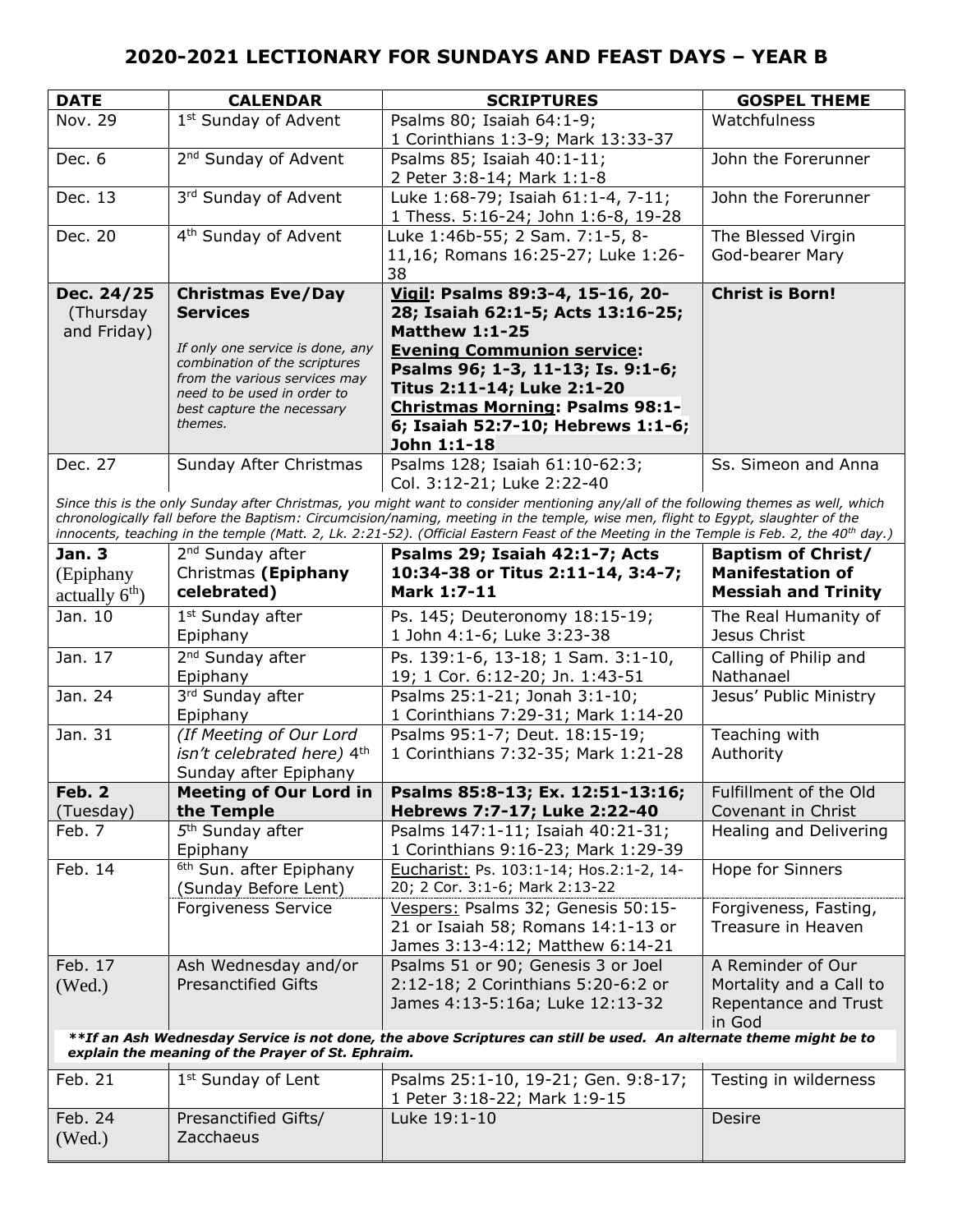# 2020-2021 LECTIONARY FOR SUNDAYS AND FEAST DAYS – YEAR B

| DATE | CALENDAR | SCRIPTURES | GOSPEL THEME |
|---|---|---|---|
| Nov. 29 | 1st Sunday of Advent | Psalms 80; Isaiah 64:1-9; 1 Corinthians 1:3-9; Mark 13:33-37 | Watchfulness |
| Dec. 6 | 2nd Sunday of Advent | Psalms 85; Isaiah 40:1-11; 2 Peter 3:8-14; Mark 1:1-8 | John the Forerunner |
| Dec. 13 | 3rd Sunday of Advent | Luke 1:68-79; Isaiah 61:1-4, 7-11; 1 Thess. 5:16-24; John 1:6-8, 19-28 | John the Forerunner |
| Dec. 20 | 4th Sunday of Advent | Luke 1:46b-55; 2 Sam. 7:1-5, 8-11,16; Romans 16:25-27; Luke 1:26-38 | The Blessed Virgin God-bearer Mary |
| **Dec. 24/25** (Thursday and Friday) | **Christmas Eve/Day Services** *If only one service is done, any combination of the scriptures from the various services may need to be used in order to best capture the necessary themes.* | **Vigil: Psalms 89:3-4, 15-16, 20-28; Isaiah 62:1-5; Acts 13:16-25; Matthew 1:1-25** **Evening Communion service: Psalms 96; 1-3, 11-13; Is. 9:1-6; Titus 2:11-14; Luke 2:1-20** **Christmas Morning: Psalms 98:1-6; Isaiah 52:7-10; Hebrews 1:1-6; John 1:1-18** | **Christ is Born!** |
| Dec. 27 | Sunday After Christmas | Psalms 128; Isaiah 61:10-62:3; Col. 3:12-21; Luke 2:22-40 | Ss. Simeon and Anna |
| *Since this is the only Sunday after Christmas, you might want to consider mentioning any/all of the following themes as well, which chronologically fall before the Baptism: Circumcision/naming, meeting in the temple, wise men, flight to Egypt, slaughter of the innocents, teaching in the temple (Matt. 2, Lk. 2:21-52). (Official Eastern Feast of the Meeting in the Temple is Feb. 2, the 40th day.)* | | | |
| **Jan. 3** (Epiphany actually 6th) | 2nd Sunday after Christmas **(Epiphany celebrated)** | **Psalms 29; Isaiah 42:1-7; Acts 10:34-38 or Titus 2:11-14, 3:4-7; Mark 1:7-11** | **Baptism of Christ/ Manifestation of Messiah and Trinity** |
| Jan. 10 | 1st Sunday after Epiphany | Ps. 145; Deuteronomy 18:15-19; 1 John 4:1-6; Luke 3:23-38 | The Real Humanity of Jesus Christ |
| Jan. 17 | 2nd Sunday after Epiphany | Ps. 139:1-6, 13-18; 1 Sam. 3:1-10, 19; 1 Cor. 6:12-20; Jn. 1:43-51 | Calling of Philip and Nathanael |
| Jan. 24 | 3rd Sunday after Epiphany | Psalms 25:1-21; Jonah 3:1-10; 1 Corinthians 7:29-31; Mark 1:14-20 | Jesus' Public Ministry |
| Jan. 31 | *(If Meeting of Our Lord isn't celebrated here)* 4th Sunday after Epiphany | Psalms 95:1-7; Deut. 18:15-19; 1 Corinthians 7:32-35; Mark 1:21-28 | Teaching with Authority |
| **Feb. 2** (Tuesday) | **Meeting of Our Lord in the Temple** | **Psalms 85:8-13; Ex. 12:51-13:16; Hebrews 7:7-17; Luke 2:22-40** | Fulfillment of the Old Covenant in Christ |
| Feb. 7 | 5th Sunday after Epiphany | Psalms 147:1-11; Isaiah 40:21-31; 1 Corinthians 9:16-23; Mark 1:29-39 | Healing and Delivering |
| Feb. 14 | 6th Sun. after Epiphany (Sunday Before Lent) | Eucharist: Ps. 103:1-14; Hos.2:1-2, 14-20; 2 Cor. 3:1-6; Mark 2:13-22 | Hope for Sinners |
| | Forgiveness Service | Vespers: Psalms 32; Genesis 50:15-21 or Isaiah 58; Romans 14:1-13 or James 3:13-4:12; Matthew 6:14-21 | Forgiveness, Fasting, Treasure in Heaven |
| Feb. 17 (Wed.) | Ash Wednesday and/or Presanctified Gifts | Psalms 51 or 90; Genesis 3 or Joel 2:12-18; 2 Corinthians 5:20-6:2 or James 4:13-5:16a; Luke 12:13-32 | A Reminder of Our Mortality and a Call to Repentance and Trust in God |
| ***\*\*If an Ash Wednesday Service is not done, the above Scriptures can still be used. An alternate theme might be to explain the meaning of the Prayer of St. Ephraim.*** | | | |
| Feb. 21 | 1st Sunday of Lent | Psalms 25:1-10, 19-21; Gen. 9:8-17; 1 Peter 3:18-22; Mark 1:9-15 | Testing in wilderness |
| Feb. 24 (Wed.) | Presanctified Gifts/ Zacchaeus | Luke 19:1-10 | Desire |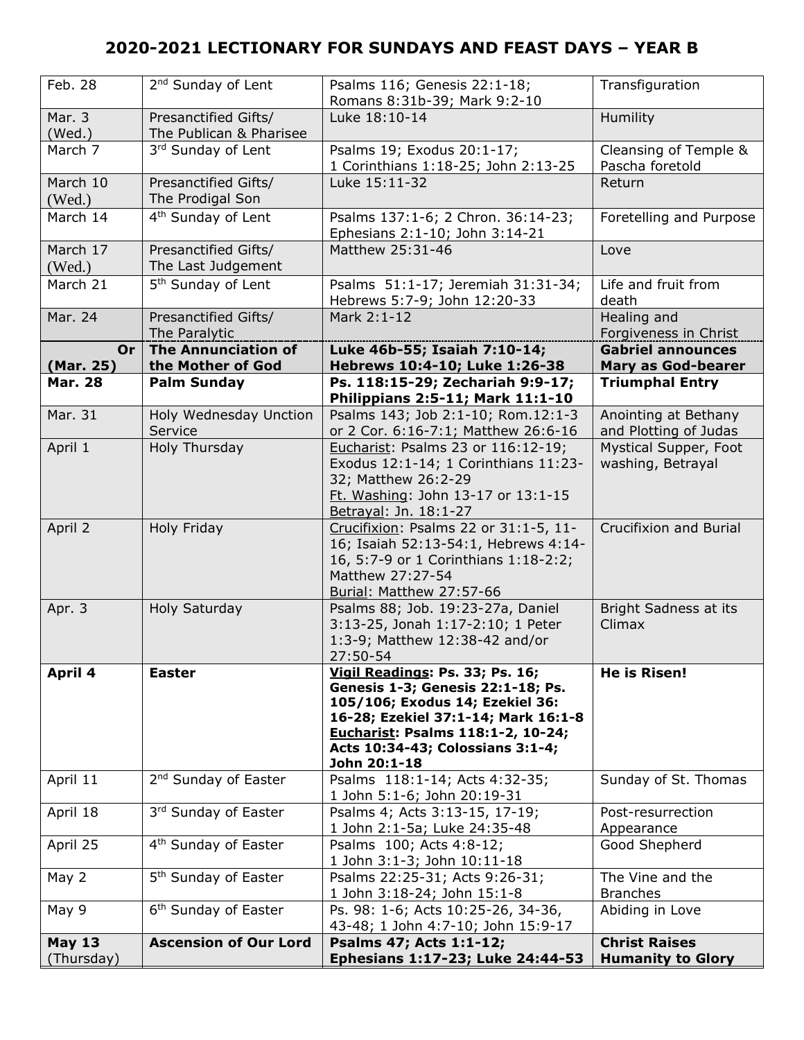# 2020-2021 LECTIONARY FOR SUNDAYS AND FEAST DAYS – YEAR B

| | | | |
|---|---|---|---|
| Feb. 28 | 2nd Sunday of Lent | Psalms 116; Genesis 22:1-18; Romans 8:31b-39; Mark 9:2-10 | Transfiguration |
| Mar. 3 (Wed.) | Presanctified Gifts/ The Publican & Pharisee | Luke 18:10-14 | Humility |
| March 7 | 3rd Sunday of Lent | Psalms 19; Exodus 20:1-17; 1 Corinthians 1:18-25; John 2:13-25 | Cleansing of Temple & Pascha foretold |
| March 10 (Wed.) | Presanctified Gifts/ The Prodigal Son | Luke 15:11-32 | Return |
| March 14 | 4th Sunday of Lent | Psalms 137:1-6; 2 Chron. 36:14-23; Ephesians 2:1-10; John 3:14-21 | Foretelling and Purpose |
| March 17 (Wed.) | Presanctified Gifts/ The Last Judgement | Matthew 25:31-46 | Love |
| March 21 | 5th Sunday of Lent | Psalms 51:1-17; Jeremiah 31:31-34; Hebrews 5:7-9; John 12:20-33 | Life and fruit from death |
| Mar. 24 | Presanctified Gifts/ The Paralytic | Mark 2:1-12 | Healing and Forgiveness in Christ |
| **Or (Mar. 25)** | **The Annunciation of the Mother of God** | **Luke 46b-55; Isaiah 7:10-14; Hebrews 10:4-10; Luke 1:26-38** | **Gabriel announces Mary as God-bearer** |
| **Mar. 28** | **Palm Sunday** | **Ps. 118:15-29; Zechariah 9:9-17; Philippians 2:5-11; Mark 11:1-10** | **Triumphal Entry** |
| Mar. 31 | Holy Wednesday Unction Service | Psalms 143; Job 2:1-10; Rom.12:1-3 or 2 Cor. 6:16-7:1; Matthew 26:6-16 | Anointing at Bethany and Plotting of Judas |
| April 1 | Holy Thursday | Eucharist: Psalms 23 or 116:12-19; Exodus 12:1-14; 1 Corinthians 11:23-32; Matthew 26:2-29<br>Ft. Washing: John 13-17 or 13:1-15<br>Betrayal: Jn. 18:1-27 | Mystical Supper, Foot washing, Betrayal |
| April 2 | Holy Friday | Crucifixion: Psalms 22 or 31:1-5, 11-16; Isaiah 52:13-54:1, Hebrews 4:14-16, 5:7-9 or 1 Corinthians 1:18-2:2; Matthew 27:27-54<br>Burial: Matthew 27:57-66 | Crucifixion and Burial |
| Apr. 3 | Holy Saturday | Psalms 88; Job. 19:23-27a, Daniel 3:13-25, Jonah 1:17-2:10; 1 Peter 1:3-9; Matthew 12:38-42 and/or 27:50-54 | Bright Sadness at its Climax |
| **April 4** | **Easter** | **Vigil Readings: Ps. 33; Ps. 16; Genesis 1-3; Genesis 22:1-18; Ps. 105/106; Exodus 14; Ezekiel 36: 16-28; Ezekiel 37:1-14; Mark 16:1-8**<br>**Eucharist: Psalms 118:1-2, 10-24; Acts 10:34-43; Colossians 3:1-4; John 20:1-18** | **He is Risen!** |
| April 11 | 2nd Sunday of Easter | Psalms 118:1-14; Acts 4:32-35; 1 John 5:1-6; John 20:19-31 | Sunday of St. Thomas |
| April 18 | 3rd Sunday of Easter | Psalms 4; Acts 3:13-15, 17-19; 1 John 2:1-5a; Luke 24:35-48 | Post-resurrection Appearance |
| April 25 | 4th Sunday of Easter | Psalms 100; Acts 4:8-12; 1 John 3:1-3; John 10:11-18 | Good Shepherd |
| May 2 | 5th Sunday of Easter | Psalms 22:25-31; Acts 9:26-31; 1 John 3:18-24; John 15:1-8 | The Vine and the Branches |
| May 9 | 6th Sunday of Easter | Ps. 98: 1-6; Acts 10:25-26, 34-36, 43-48; 1 John 4:7-10; John 15:9-17 | Abiding in Love |
| **May 13** (Thursday) | **Ascension of Our Lord** | **Psalms 47; Acts 1:1-12; Ephesians 1:17-23; Luke 24:44-53** | **Christ Raises Humanity to Glory** |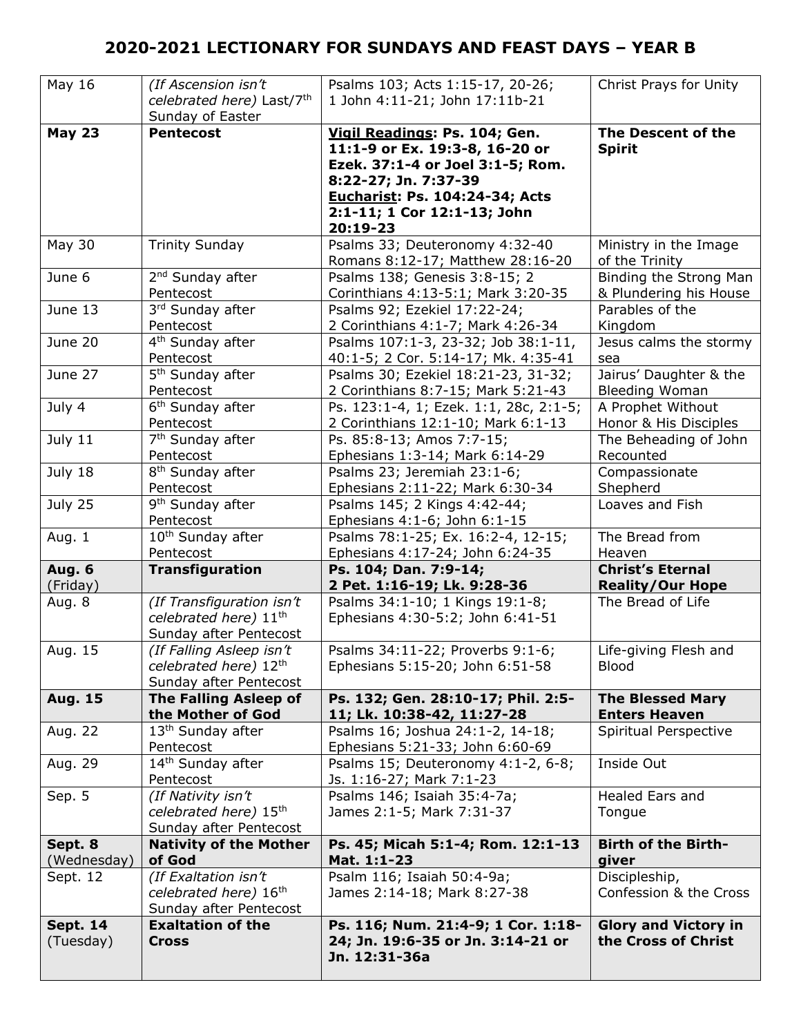# 2020-2021 LECTIONARY FOR SUNDAYS AND FEAST DAYS – YEAR B

| | | | |
|---|---|---|---|
| May 16 | *(If Ascension isn't celebrated here)* Last/7th Sunday of Easter | Psalms 103; Acts 1:15-17, 20-26; 1 John 4:11-21; John 17:11b-21 | Christ Prays for Unity |
| **May 23** | **Pentecost** | **Vigil Readings: Ps. 104; Gen. 11:1-9 or Ex. 19:3-8, 16-20 or Ezek. 37:1-4 or Joel 3:1-5; Rom. 8:22-27; Jn. 7:37-39 Eucharist: Ps. 104:24-34; Acts 2:1-11; 1 Cor 12:1-13; John 20:19-23** | **The Descent of the Spirit** |
| May 30 | Trinity Sunday | Psalms 33; Deuteronomy 4:32-40 Romans 8:12-17; Matthew 28:16-20 | Ministry in the Image of the Trinity |
| June 6 | 2nd Sunday after Pentecost | Psalms 138; Genesis 3:8-15; 2 Corinthians 4:13-5:1; Mark 3:20-35 | Binding the Strong Man & Plundering his House |
| June 13 | 3rd Sunday after Pentecost | Psalms 92; Ezekiel 17:22-24; 2 Corinthians 4:1-7; Mark 4:26-34 | Parables of the Kingdom |
| June 20 | 4th Sunday after Pentecost | Psalms 107:1-3, 23-32; Job 38:1-11, 40:1-5; 2 Cor. 5:14-17; Mk. 4:35-41 | Jesus calms the stormy sea |
| June 27 | 5th Sunday after Pentecost | Psalms 30; Ezekiel 18:21-23, 31-32; 2 Corinthians 8:7-15; Mark 5:21-43 | Jairus' Daughter & the Bleeding Woman |
| July 4 | 6th Sunday after Pentecost | Ps. 123:1-4, 1; Ezek. 1:1, 28c, 2:1-5; 2 Corinthians 12:1-10; Mark 6:1-13 | A Prophet Without Honor & His Disciples |
| July 11 | 7th Sunday after Pentecost | Ps. 85:8-13; Amos 7:7-15; Ephesians 1:3-14; Mark 6:14-29 | The Beheading of John Recounted |
| July 18 | 8th Sunday after Pentecost | Psalms 23; Jeremiah 23:1-6; Ephesians 2:11-22; Mark 6:30-34 | Compassionate Shepherd |
| July 25 | 9th Sunday after Pentecost | Psalms 145; 2 Kings 4:42-44; Ephesians 4:1-6; John 6:1-15 | Loaves and Fish |
| Aug. 1 | 10th Sunday after Pentecost | Psalms 78:1-25; Ex. 16:2-4, 12-15; Ephesians 4:17-24; John 6:24-35 | The Bread from Heaven |
| **Aug. 6** (Friday) | **Transfiguration** | **Ps. 104; Dan. 7:9-14; 2 Pet. 1:16-19; Lk. 9:28-36** | **Christ's Eternal Reality/Our Hope** |
| Aug. 8 | *(If Transfiguration isn't celebrated here)* 11th Sunday after Pentecost | Psalms 34:1-10; 1 Kings 19:1-8; Ephesians 4:30-5:2; John 6:41-51 | The Bread of Life |
| Aug. 15 | *(If Falling Asleep isn't celebrated here)* 12th Sunday after Pentecost | Psalms 34:11-22; Proverbs 9:1-6; Ephesians 5:15-20; John 6:51-58 | Life-giving Flesh and Blood |
| **Aug. 15** | **The Falling Asleep of the Mother of God** | **Ps. 132; Gen. 28:10-17; Phil. 2:5-11; Lk. 10:38-42, 11:27-28** | **The Blessed Mary Enters Heaven** |
| Aug. 22 | 13th Sunday after Pentecost | Psalms 16; Joshua 24:1-2, 14-18; Ephesians 5:21-33; John 6:60-69 | Spiritual Perspective |
| Aug. 29 | 14th Sunday after Pentecost | Psalms 15; Deuteronomy 4:1-2, 6-8; Js. 1:16-27; Mark 7:1-23 | Inside Out |
| Sep. 5 | *(If Nativity isn't celebrated here)* 15th Sunday after Pentecost | Psalms 146; Isaiah 35:4-7a; James 2:1-5; Mark 7:31-37 | Healed Ears and Tongue |
| **Sept. 8** (Wednesday) | **Nativity of the Mother of God** | **Ps. 45; Micah 5:1-4; Rom. 12:1-13 Mat. 1:1-23** | **Birth of the Birth-giver** |
| Sept. 12 | *(If Exaltation isn't celebrated here)* 16th Sunday after Pentecost | Psalm 116; Isaiah 50:4-9a; James 2:14-18; Mark 8:27-38 | Discipleship, Confession & the Cross |
| **Sept. 14** (Tuesday) | **Exaltation of the Cross** | **Ps. 116; Num. 21:4-9; 1 Cor. 1:18-24; Jn. 19:6-35 or Jn. 3:14-21 or Jn. 12:31-36a** | **Glory and Victory in the Cross of Christ** |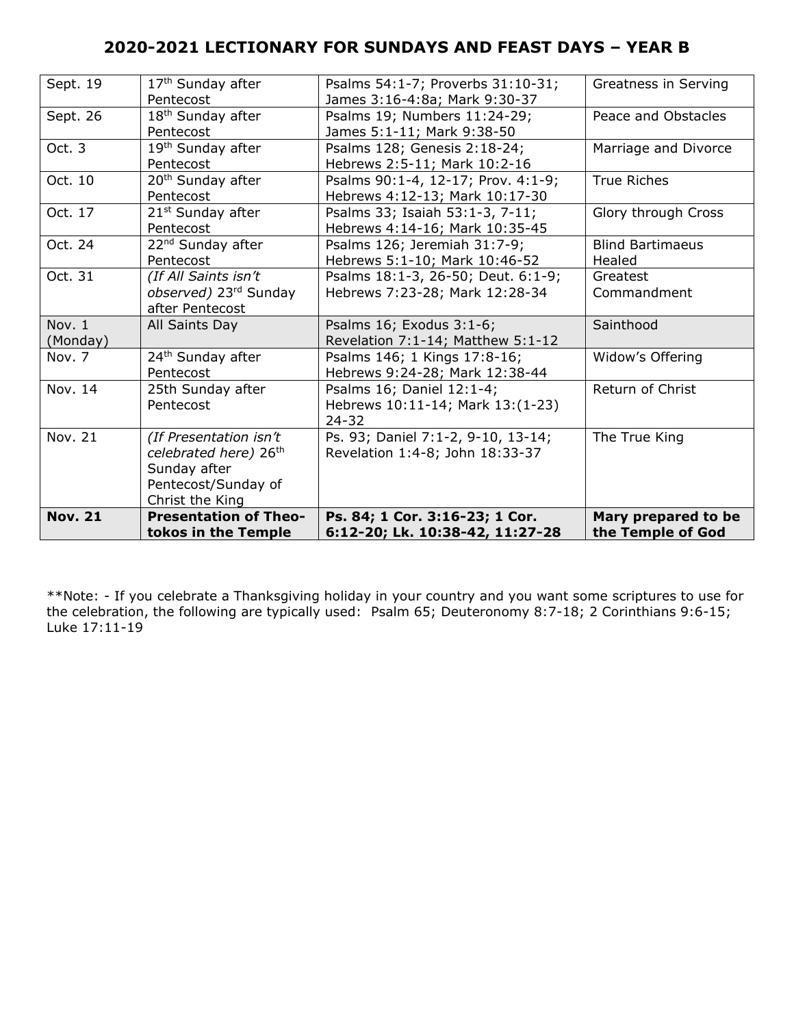## 2020-2021 LECTIONARY FOR SUNDAYS AND FEAST DAYS – YEAR B

| | | | |
|---|---|---|---|
| Sept. 19 | 17th Sunday after Pentecost | Psalms 54:1-7; Proverbs 31:10-31; James 3:16-4:8a; Mark 9:30-37 | Greatness in Serving |
| Sept. 26 | 18th Sunday after Pentecost | Psalms 19; Numbers 11:24-29; James 5:1-11; Mark 9:38-50 | Peace and Obstacles |
| Oct. 3 | 19th Sunday after Pentecost | Psalms 128; Genesis 2:18-24; Hebrews 2:5-11; Mark 10:2-16 | Marriage and Divorce |
| Oct. 10 | 20th Sunday after Pentecost | Psalms 90:1-4, 12-17; Prov. 4:1-9; Hebrews 4:12-13; Mark 10:17-30 | True Riches |
| Oct. 17 | 21st Sunday after Pentecost | Psalms 33; Isaiah 53:1-3, 7-11; Hebrews 4:14-16; Mark 10:35-45 | Glory through Cross |
| Oct. 24 | 22nd Sunday after Pentecost | Psalms 126; Jeremiah 31:7-9; Hebrews 5:1-10; Mark 10:46-52 | Blind Bartimaeus Healed |
| Oct. 31 | *(If All Saints isn't observed)* 23rd Sunday after Pentecost | Psalms 18:1-3, 26-50; Deut. 6:1-9; Hebrews 7:23-28; Mark 12:28-34 | Greatest Commandment |
| Nov. 1 (Monday) | All Saints Day | Psalms 16; Exodus 3:1-6; Revelation 7:1-14; Matthew 5:1-12 | Sainthood |
| Nov. 7 | 24th Sunday after Pentecost | Psalms 146; 1 Kings 17:8-16; Hebrews 9:24-28; Mark 12:38-44 | Widow's Offering |
| Nov. 14 | 25th Sunday after Pentecost | Psalms 16; Daniel 12:1-4; Hebrews 10:11-14; Mark 13:(1-23) 24-32 | Return of Christ |
| Nov. 21 | *(If Presentation isn't celebrated here)* 26th Sunday after Pentecost/Sunday of Christ the King | Ps. 93; Daniel 7:1-2, 9-10, 13-14; Revelation 1:4-8; John 18:33-37 | The True King |
| **Nov. 21** | **Presentation of Theotokos in the Temple** | **Ps. 84; 1 Cor. 3:16-23; 1 Cor. 6:12-20; Lk. 10:38-42, 11:27-28** | **Mary prepared to be the Temple of God** |

**Note: - If you celebrate a Thanksgiving holiday in your country and you want some scriptures to use for the celebration, the following are typically used: Psalm 65; Deuteronomy 8:7-18; 2 Corinthians 9:6-15; Luke 17:11-19